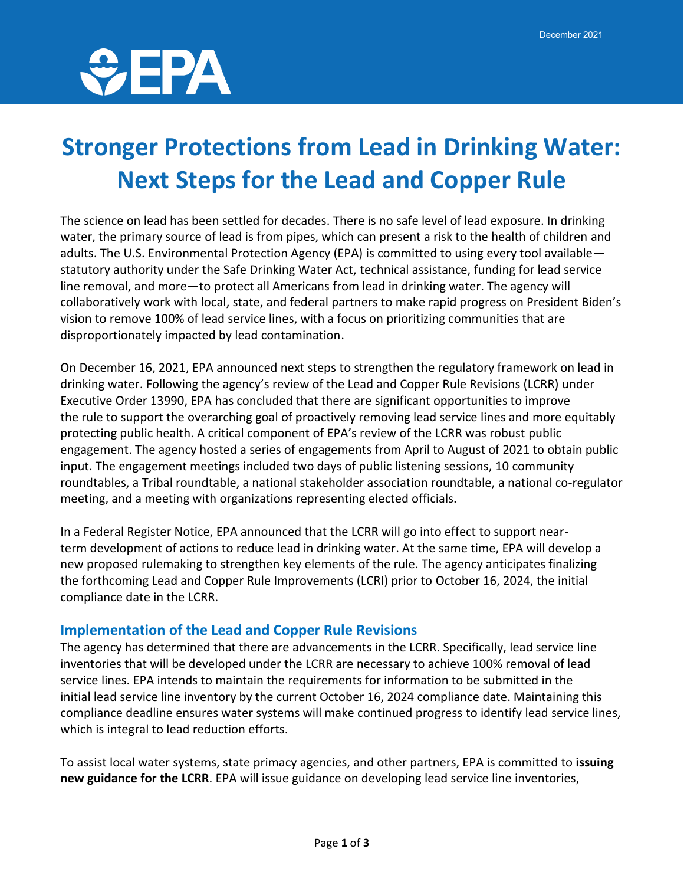# Stronger Protections from Lead in Drinking Water: Next Steps for the Lead and Copper Rule

The science on lead has been settled for decades. There is no safe level of lead exposure. In drinking water, the primary source of lead is from pipes, which can present a risk to the health of children and adults. The U.S. Environmental Protection Agency (EPA) is committed to using every tool available—statutory authority under the Safe Drinking Water Act, technical assistance, funding for lead service line removal, and more—to protect all Americans from lead in drinking water. The agency will collaboratively work with local, state, and federal partners to make rapid progress on President Biden's vision to remove 100% of lead service lines, with a focus on prioritizing communities that are disproportionately impacted by lead contamination.

On December 16, 2021, EPA announced next steps to strengthen the regulatory framework on lead in drinking water. Following the agency's review of the Lead and Copper Rule Revisions (LCRR) under Executive Order 13990, EPA has concluded that there are significant opportunities to improve the rule to support the overarching goal of proactively removing lead service lines and more equitably protecting public health. A critical component of EPA's review of the LCRR was robust public engagement. The agency hosted a series of engagements from April to August of 2021 to obtain public input. The engagement meetings included two days of public listening sessions, 10 community roundtables, a Tribal roundtable, a national stakeholder association roundtable, a national co-regulator meeting, and a meeting with organizations representing elected officials.

In a Federal Register Notice, EPA announced that the LCRR will go into effect to support near-term development of actions to reduce lead in drinking water. At the same time, EPA will develop a new proposed rulemaking to strengthen key elements of the rule. The agency anticipates finalizing the forthcoming Lead and Copper Rule Improvements (LCRI) prior to October 16, 2024, the initial compliance date in the LCRR.

## Implementation of the Lead and Copper Rule Revisions

The agency has determined that there are advancements in the LCRR. Specifically, lead service line inventories that will be developed under the LCRR are necessary to achieve 100% removal of lead service lines. EPA intends to maintain the requirements for information to be submitted in the initial lead service line inventory by the current October 16, 2024 compliance date. Maintaining this compliance deadline ensures water systems will make continued progress to identify lead service lines, which is integral to lead reduction efforts.

To assist local water systems, state primacy agencies, and other partners, EPA is committed to **issuing new guidance for the LCRR**. EPA will issue guidance on developing lead service line inventories,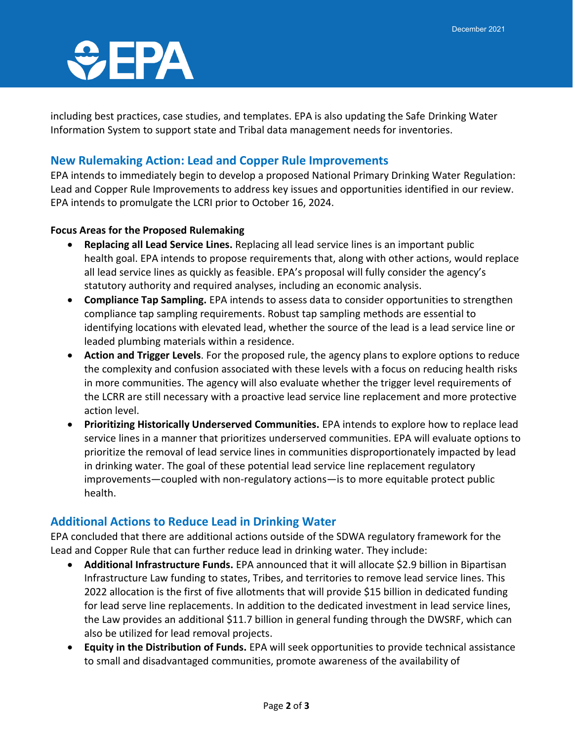including best practices, case studies, and templates. EPA is also updating the Safe Drinking Water Information System to support state and Tribal data management needs for inventories.

## New Rulemaking Action: Lead and Copper Rule Improvements

EPA intends to immediately begin to develop a proposed National Primary Drinking Water Regulation: Lead and Copper Rule Improvements to address key issues and opportunities identified in our review. EPA intends to promulgate the LCRI prior to October 16, 2024.

**Focus Areas for the Proposed Rulemaking**

- **Replacing all Lead Service Lines.** Replacing all lead service lines is an important public health goal. EPA intends to propose requirements that, along with other actions, would replace all lead service lines as quickly as feasible. EPA's proposal will fully consider the agency's statutory authority and required analyses, including an economic analysis.
- **Compliance Tap Sampling.** EPA intends to assess data to consider opportunities to strengthen compliance tap sampling requirements. Robust tap sampling methods are essential to identifying locations with elevated lead, whether the source of the lead is a lead service line or leaded plumbing materials within a residence.
- **Action and Trigger Levels**. For the proposed rule, the agency plans to explore options to reduce the complexity and confusion associated with these levels with a focus on reducing health risks in more communities. The agency will also evaluate whether the trigger level requirements of the LCRR are still necessary with a proactive lead service line replacement and more protective action level.
- **Prioritizing Historically Underserved Communities.** EPA intends to explore how to replace lead service lines in a manner that prioritizes underserved communities. EPA will evaluate options to prioritize the removal of lead service lines in communities disproportionately impacted by lead in drinking water. The goal of these potential lead service line replacement regulatory improvements—coupled with non-regulatory actions—is to more equitable protect public health.

## Additional Actions to Reduce Lead in Drinking Water

EPA concluded that there are additional actions outside of the SDWA regulatory framework for the Lead and Copper Rule that can further reduce lead in drinking water. They include:

- **Additional Infrastructure Funds.** EPA announced that it will allocate $2.9 billion in Bipartisan Infrastructure Law funding to states, Tribes, and territories to remove lead service lines. This 2022 allocation is the first of five allotments that will provide $15 billion in dedicated funding for lead serve line replacements. In addition to the dedicated investment in lead service lines, the Law provides an additional $11.7 billion in general funding through the DWSRF, which can also be utilized for lead removal projects.
- **Equity in the Distribution of Funds.** EPA will seek opportunities to provide technical assistance to small and disadvantaged communities, promote awareness of the availability of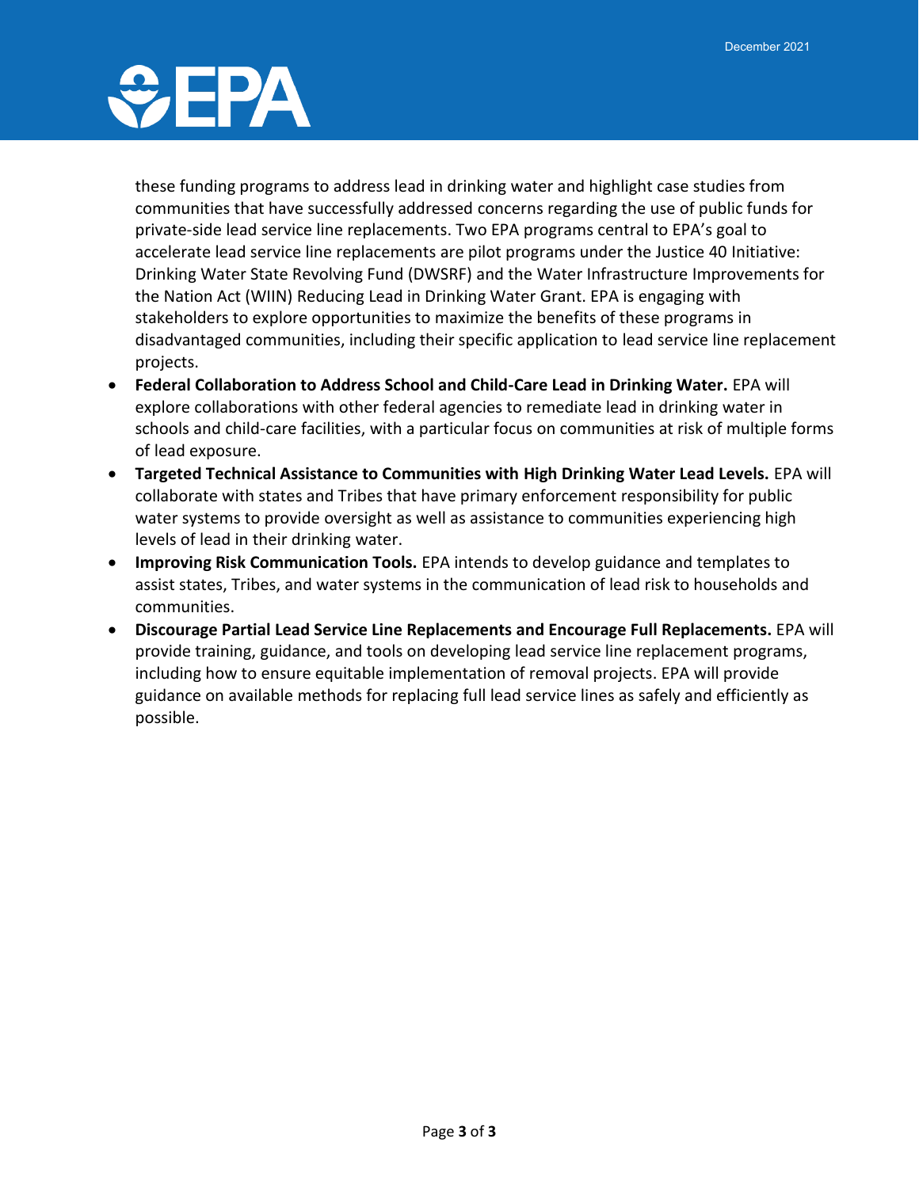these funding programs to address lead in drinking water and highlight case studies from communities that have successfully addressed concerns regarding the use of public funds for private-side lead service line replacements. Two EPA programs central to EPA's goal to accelerate lead service line replacements are pilot programs under the Justice 40 Initiative: Drinking Water State Revolving Fund (DWSRF) and the Water Infrastructure Improvements for the Nation Act (WIIN) Reducing Lead in Drinking Water Grant. EPA is engaging with stakeholders to explore opportunities to maximize the benefits of these programs in disadvantaged communities, including their specific application to lead service line replacement projects.

- **Federal Collaboration to Address School and Child-Care Lead in Drinking Water.** EPA will explore collaborations with other federal agencies to remediate lead in drinking water in schools and child-care facilities, with a particular focus on communities at risk of multiple forms of lead exposure.
- **Targeted Technical Assistance to Communities with High Drinking Water Lead Levels.** EPA will collaborate with states and Tribes that have primary enforcement responsibility for public water systems to provide oversight as well as assistance to communities experiencing high levels of lead in their drinking water.
- **Improving Risk Communication Tools.** EPA intends to develop guidance and templates to assist states, Tribes, and water systems in the communication of lead risk to households and communities.
- **Discourage Partial Lead Service Line Replacements and Encourage Full Replacements.** EPA will provide training, guidance, and tools on developing lead service line replacement programs, including how to ensure equitable implementation of removal projects. EPA will provide guidance on available methods for replacing full lead service lines as safely and efficiently as possible.